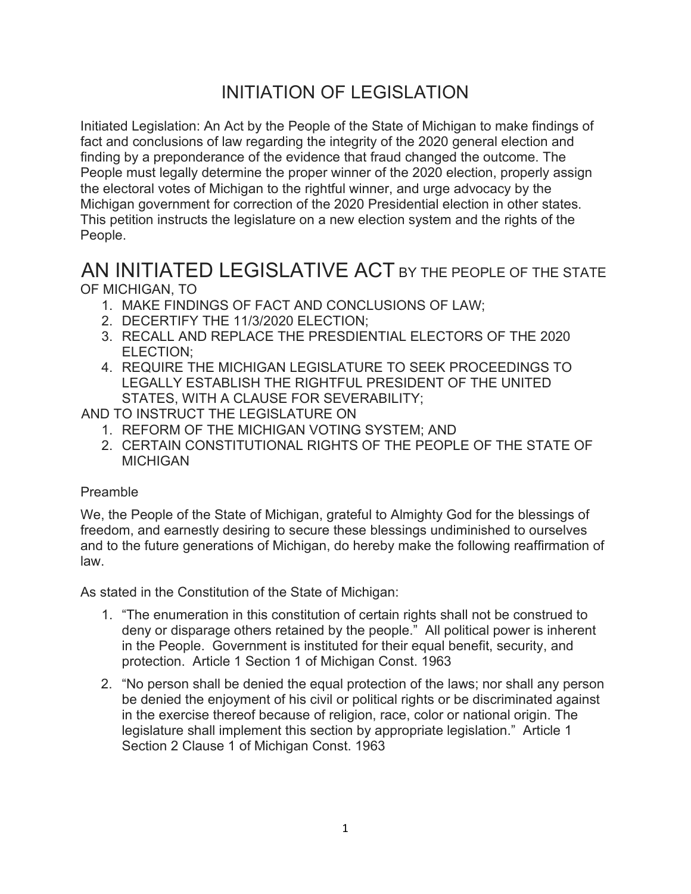# INITIATION OF LEGISLATION

Initiated Legislation: An Act by the People of the State of Michigan to make findings of fact and conclusions of law regarding the integrity of the 2020 general election and finding by a preponderance of the evidence that fraud changed the outcome. The People must legally determine the proper winner of the 2020 election, properly assign the electoral votes of Michigan to the rightful winner, and urge advocacy by the Michigan government for correction of the 2020 Presidential election in other states. This petition instructs the legislature on a new election system and the rights of the People.

## AN INITIATED LEGISLATIVE ACT BY THE PEOPLE OF THE STATE OF MICHIGAN, TO

1. MAKE FINDINGS OF FACT AND CONCLUSIONS OF LAW;
2. DECERTIFY THE 11/3/2020 ELECTION;
3. RECALL AND REPLACE THE PRESDIENTIAL ELECTORS OF THE 2020 ELECTION;
4. REQUIRE THE MICHIGAN LEGISLATURE TO SEEK PROCEEDINGS TO LEGALLY ESTABLISH THE RIGHTFUL PRESIDENT OF THE UNITED STATES, WITH A CLAUSE FOR SEVERABILITY;

AND TO INSTRUCT THE LEGISLATURE ON

1. REFORM OF THE MICHIGAN VOTING SYSTEM; AND
2. CERTAIN CONSTITUTIONAL RIGHTS OF THE PEOPLE OF THE STATE OF MICHIGAN

Preamble

We, the People of the State of Michigan, grateful to Almighty God for the blessings of freedom, and earnestly desiring to secure these blessings undiminished to ourselves and to the future generations of Michigan, do hereby make the following reaffirmation of law.

As stated in the Constitution of the State of Michigan:

1. "The enumeration in this constitution of certain rights shall not be construed to deny or disparage others retained by the people." All political power is inherent in the People. Government is instituted for their equal benefit, security, and protection. Article 1 Section 1 of Michigan Const. 1963
2. "No person shall be denied the equal protection of the laws; nor shall any person be denied the enjoyment of his civil or political rights or be discriminated against in the exercise thereof because of religion, race, color or national origin. The legislature shall implement this section by appropriate legislation." Article 1 Section 2 Clause 1 of Michigan Const. 1963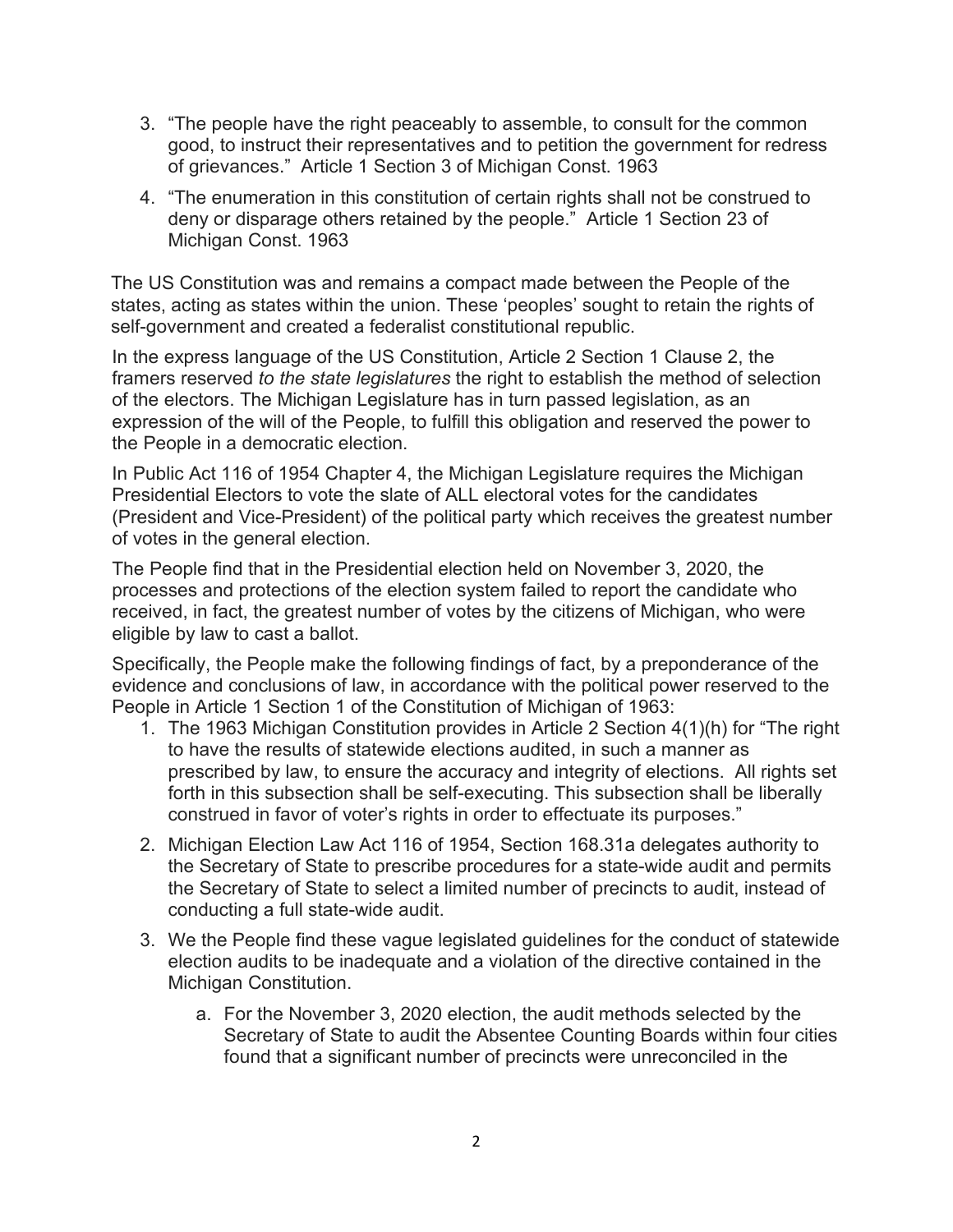3. "The people have the right peaceably to assemble, to consult for the common good, to instruct their representatives and to petition the government for redress of grievances." Article 1 Section 3 of Michigan Const. 1963

4. "The enumeration in this constitution of certain rights shall not be construed to deny or disparage others retained by the people." Article 1 Section 23 of Michigan Const. 1963

The US Constitution was and remains a compact made between the People of the states, acting as states within the union. These 'peoples' sought to retain the rights of self-government and created a federalist constitutional republic.

In the express language of the US Constitution, Article 2 Section 1 Clause 2, the framers reserved *to the state legislatures* the right to establish the method of selection of the electors. The Michigan Legislature has in turn passed legislation, as an expression of the will of the People, to fulfill this obligation and reserved the power to the People in a democratic election.

In Public Act 116 of 1954 Chapter 4, the Michigan Legislature requires the Michigan Presidential Electors to vote the slate of ALL electoral votes for the candidates (President and Vice-President) of the political party which receives the greatest number of votes in the general election.

The People find that in the Presidential election held on November 3, 2020, the processes and protections of the election system failed to report the candidate who received, in fact, the greatest number of votes by the citizens of Michigan, who were eligible by law to cast a ballot.

Specifically, the People make the following findings of fact, by a preponderance of the evidence and conclusions of law, in accordance with the political power reserved to the People in Article 1 Section 1 of the Constitution of Michigan of 1963:

1. The 1963 Michigan Constitution provides in Article 2 Section 4(1)(h) for "The right to have the results of statewide elections audited, in such a manner as prescribed by law, to ensure the accuracy and integrity of elections. All rights set forth in this subsection shall be self-executing. This subsection shall be liberally construed in favor of voter's rights in order to effectuate its purposes."

2. Michigan Election Law Act 116 of 1954, Section 168.31a delegates authority to the Secretary of State to prescribe procedures for a state-wide audit and permits the Secretary of State to select a limited number of precincts to audit, instead of conducting a full state-wide audit.

3. We the People find these vague legislated guidelines for the conduct of statewide election audits to be inadequate and a violation of the directive contained in the Michigan Constitution.

   a. For the November 3, 2020 election, the audit methods selected by the Secretary of State to audit the Absentee Counting Boards within four cities found that a significant number of precincts were unreconciled in the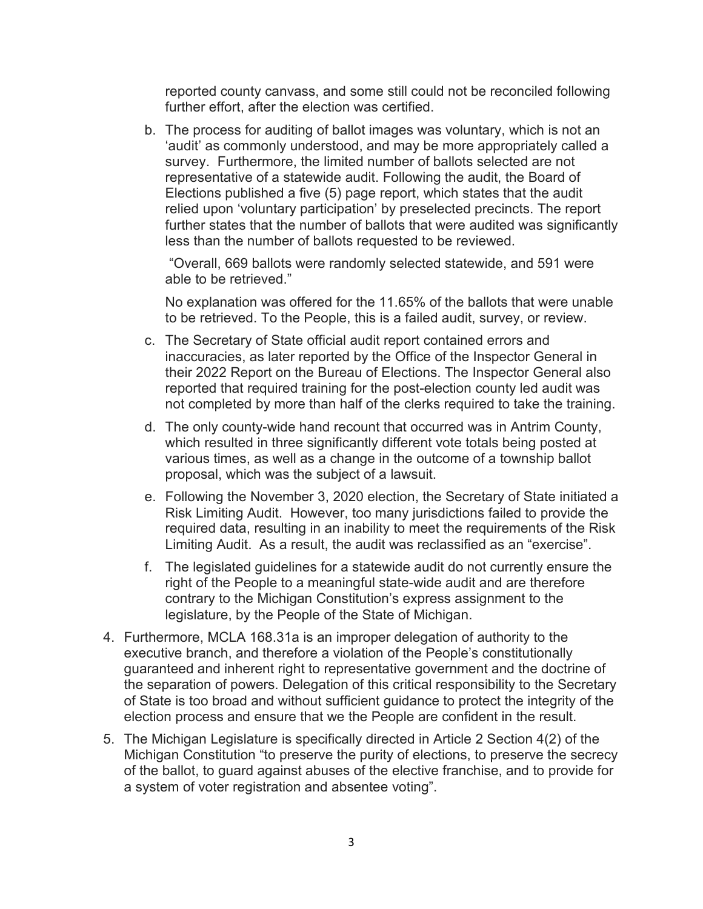reported county canvass, and some still could not be reconciled following further effort, after the election was certified.

b. The process for auditing of ballot images was voluntary, which is not an 'audit' as commonly understood, and may be more appropriately called a survey. Furthermore, the limited number of ballots selected are not representative of a statewide audit. Following the audit, the Board of Elections published a five (5) page report, which states that the audit relied upon 'voluntary participation' by preselected precincts. The report further states that the number of ballots that were audited was significantly less than the number of ballots requested to be reviewed.

   "Overall, 669 ballots were randomly selected statewide, and 591 were able to be retrieved."

   No explanation was offered for the 11.65% of the ballots that were unable to be retrieved. To the People, this is a failed audit, survey, or review.

c. The Secretary of State official audit report contained errors and inaccuracies, as later reported by the Office of the Inspector General in their 2022 Report on the Bureau of Elections. The Inspector General also reported that required training for the post-election county led audit was not completed by more than half of the clerks required to take the training.

d. The only county-wide hand recount that occurred was in Antrim County, which resulted in three significantly different vote totals being posted at various times, as well as a change in the outcome of a township ballot proposal, which was the subject of a lawsuit.

e. Following the November 3, 2020 election, the Secretary of State initiated a Risk Limiting Audit. However, too many jurisdictions failed to provide the required data, resulting in an inability to meet the requirements of the Risk Limiting Audit. As a result, the audit was reclassified as an "exercise".

f. The legislated guidelines for a statewide audit do not currently ensure the right of the People to a meaningful state-wide audit and are therefore contrary to the Michigan Constitution's express assignment to the legislature, by the People of the State of Michigan.

4. Furthermore, MCLA 168.31a is an improper delegation of authority to the executive branch, and therefore a violation of the People's constitutionally guaranteed and inherent right to representative government and the doctrine of the separation of powers. Delegation of this critical responsibility to the Secretary of State is too broad and without sufficient guidance to protect the integrity of the election process and ensure that we the People are confident in the result.

5. The Michigan Legislature is specifically directed in Article 2 Section 4(2) of the Michigan Constitution "to preserve the purity of elections, to preserve the secrecy of the ballot, to guard against abuses of the elective franchise, and to provide for a system of voter registration and absentee voting".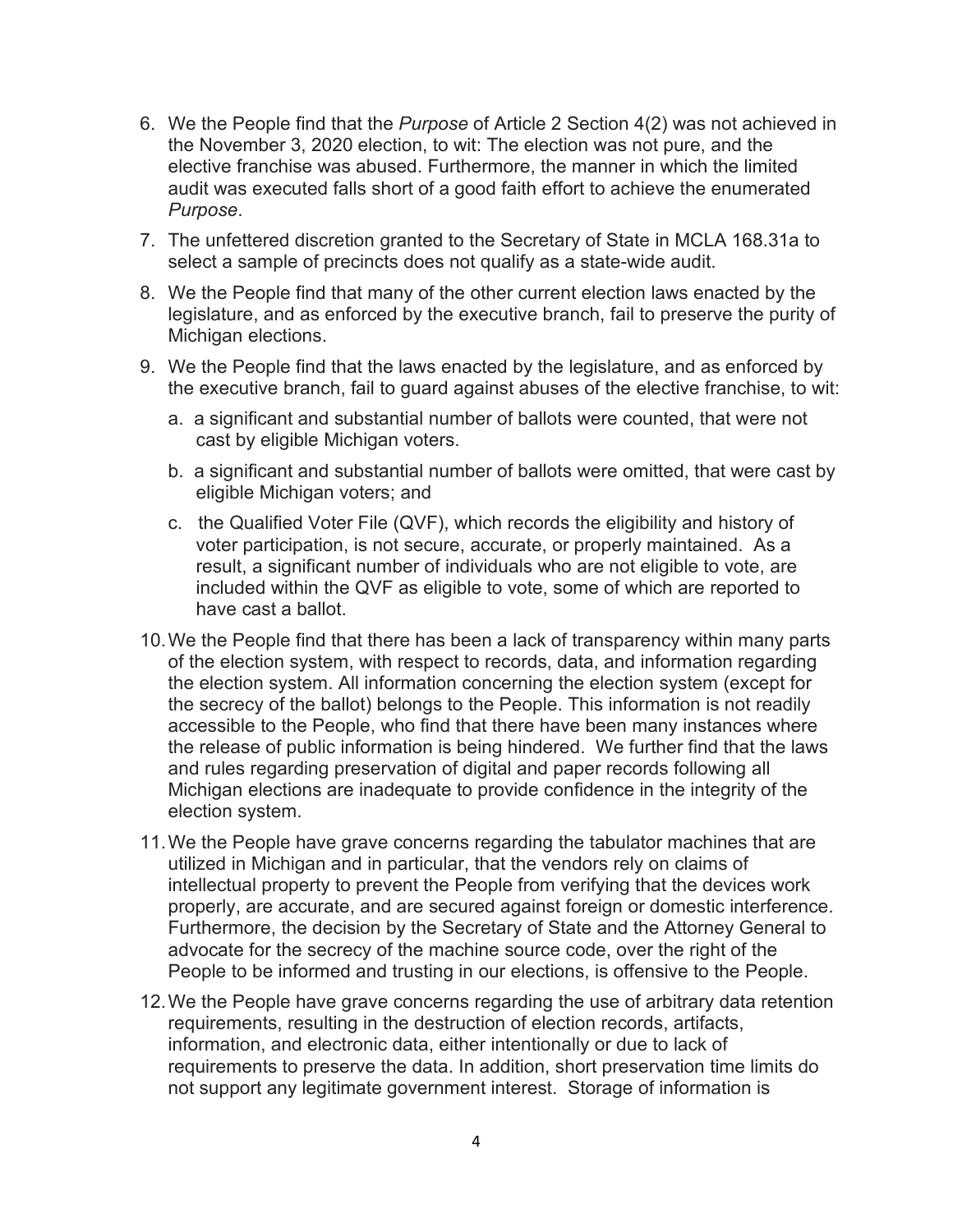6. We the People find that the *Purpose* of Article 2 Section 4(2) was not achieved in the November 3, 2020 election, to wit: The election was not pure, and the elective franchise was abused. Furthermore, the manner in which the limited audit was executed falls short of a good faith effort to achieve the enumerated *Purpose*.
7. The unfettered discretion granted to the Secretary of State in MCLA 168.31a to select a sample of precincts does not qualify as a state-wide audit.
8. We the People find that many of the other current election laws enacted by the legislature, and as enforced by the executive branch, fail to preserve the purity of Michigan elections.
9. We the People find that the laws enacted by the legislature, and as enforced by the executive branch, fail to guard against abuses of the elective franchise, to wit:
   a. a significant and substantial number of ballots were counted, that were not cast by eligible Michigan voters.
   b. a significant and substantial number of ballots were omitted, that were cast by eligible Michigan voters; and
   c. the Qualified Voter File (QVF), which records the eligibility and history of voter participation, is not secure, accurate, or properly maintained. As a result, a significant number of individuals who are not eligible to vote, are included within the QVF as eligible to vote, some of which are reported to have cast a ballot.
10. We the People find that there has been a lack of transparency within many parts of the election system, with respect to records, data, and information regarding the election system. All information concerning the election system (except for the secrecy of the ballot) belongs to the People. This information is not readily accessible to the People, who find that there have been many instances where the release of public information is being hindered. We further find that the laws and rules regarding preservation of digital and paper records following all Michigan elections are inadequate to provide confidence in the integrity of the election system.
11. We the People have grave concerns regarding the tabulator machines that are utilized in Michigan and in particular, that the vendors rely on claims of intellectual property to prevent the People from verifying that the devices work properly, are accurate, and are secured against foreign or domestic interference. Furthermore, the decision by the Secretary of State and the Attorney General to advocate for the secrecy of the machine source code, over the right of the People to be informed and trusting in our elections, is offensive to the People.
12. We the People have grave concerns regarding the use of arbitrary data retention requirements, resulting in the destruction of election records, artifacts, information, and electronic data, either intentionally or due to lack of requirements to preserve the data. In addition, short preservation time limits do not support any legitimate government interest. Storage of information is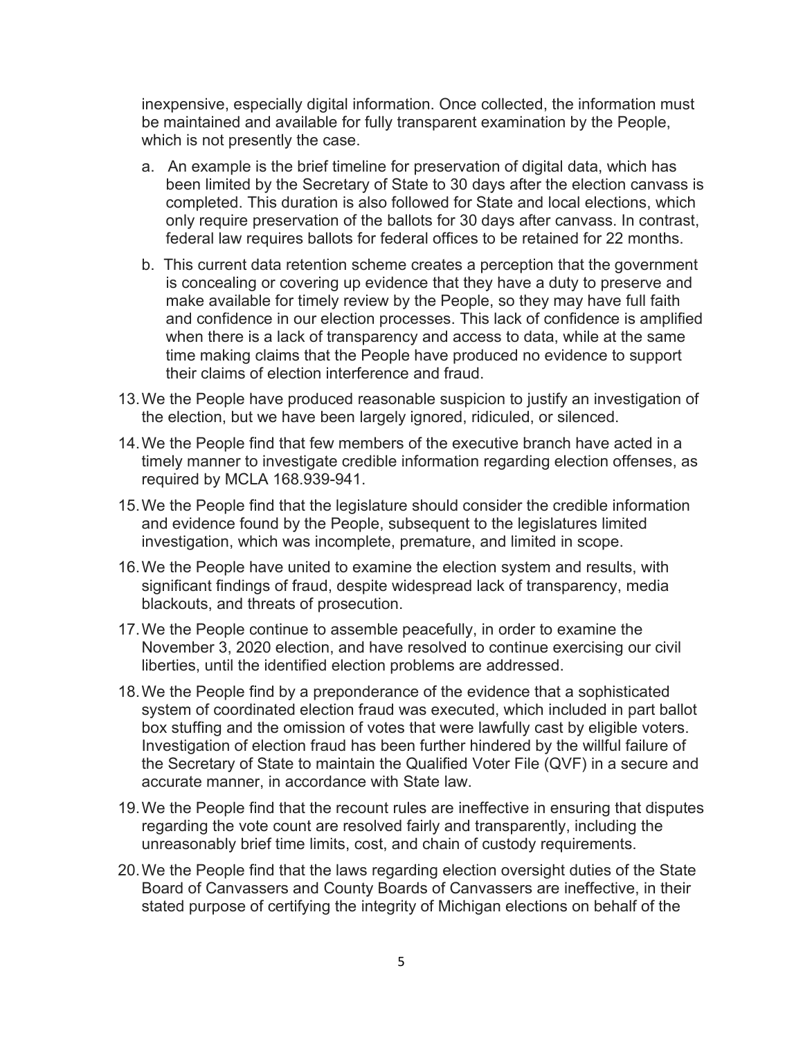inexpensive, especially digital information. Once collected, the information must be maintained and available for fully transparent examination by the People, which is not presently the case.

a. An example is the brief timeline for preservation of digital data, which has been limited by the Secretary of State to 30 days after the election canvass is completed. This duration is also followed for State and local elections, which only require preservation of the ballots for 30 days after canvass. In contrast, federal law requires ballots for federal offices to be retained for 22 months.

b. This current data retention scheme creates a perception that the government is concealing or covering up evidence that they have a duty to preserve and make available for timely review by the People, so they may have full faith and confidence in our election processes. This lack of confidence is amplified when there is a lack of transparency and access to data, while at the same time making claims that the People have produced no evidence to support their claims of election interference and fraud.

13. We the People have produced reasonable suspicion to justify an investigation of the election, but we have been largely ignored, ridiculed, or silenced.

14. We the People find that few members of the executive branch have acted in a timely manner to investigate credible information regarding election offenses, as required by MCLA 168.939-941.

15. We the People find that the legislature should consider the credible information and evidence found by the People, subsequent to the legislatures limited investigation, which was incomplete, premature, and limited in scope.

16. We the People have united to examine the election system and results, with significant findings of fraud, despite widespread lack of transparency, media blackouts, and threats of prosecution.

17. We the People continue to assemble peacefully, in order to examine the November 3, 2020 election, and have resolved to continue exercising our civil liberties, until the identified election problems are addressed.

18. We the People find by a preponderance of the evidence that a sophisticated system of coordinated election fraud was executed, which included in part ballot box stuffing and the omission of votes that were lawfully cast by eligible voters. Investigation of election fraud has been further hindered by the willful failure of the Secretary of State to maintain the Qualified Voter File (QVF) in a secure and accurate manner, in accordance with State law.

19. We the People find that the recount rules are ineffective in ensuring that disputes regarding the vote count are resolved fairly and transparently, including the unreasonably brief time limits, cost, and chain of custody requirements.

20. We the People find that the laws regarding election oversight duties of the State Board of Canvassers and County Boards of Canvassers are ineffective, in their stated purpose of certifying the integrity of Michigan elections on behalf of the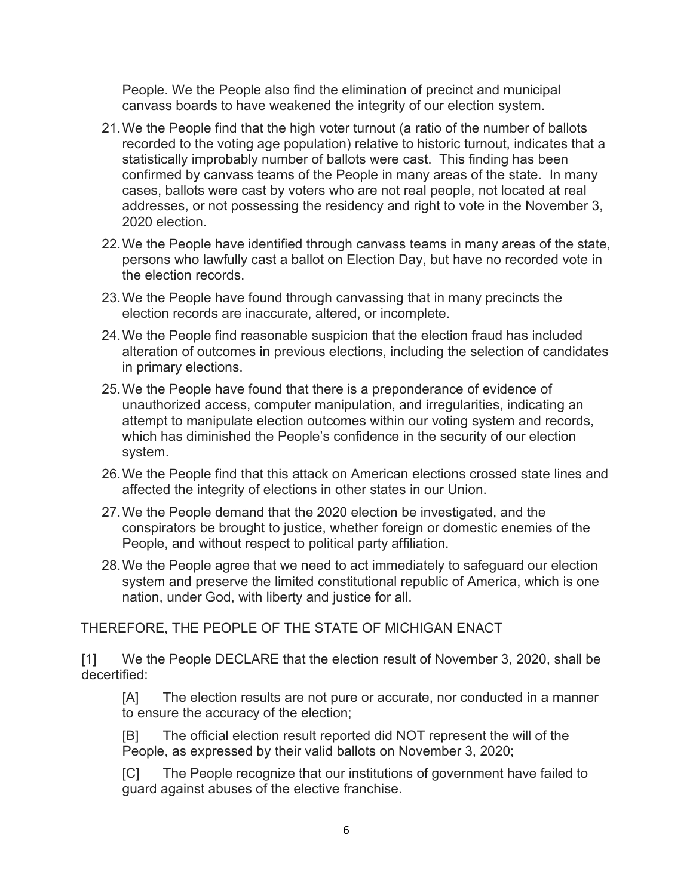People. We the People also find the elimination of precinct and municipal canvass boards to have weakened the integrity of our election system.

21. We the People find that the high voter turnout (a ratio of the number of ballots recorded to the voting age population) relative to historic turnout, indicates that a statistically improbably number of ballots were cast. This finding has been confirmed by canvass teams of the People in many areas of the state. In many cases, ballots were cast by voters who are not real people, not located at real addresses, or not possessing the residency and right to vote in the November 3, 2020 election.
22. We the People have identified through canvass teams in many areas of the state, persons who lawfully cast a ballot on Election Day, but have no recorded vote in the election records.
23. We the People have found through canvassing that in many precincts the election records are inaccurate, altered, or incomplete.
24. We the People find reasonable suspicion that the election fraud has included alteration of outcomes in previous elections, including the selection of candidates in primary elections.
25. We the People have found that there is a preponderance of evidence of unauthorized access, computer manipulation, and irregularities, indicating an attempt to manipulate election outcomes within our voting system and records, which has diminished the People's confidence in the security of our election system.
26. We the People find that this attack on American elections crossed state lines and affected the integrity of elections in other states in our Union.
27. We the People demand that the 2020 election be investigated, and the conspirators be brought to justice, whether foreign or domestic enemies of the People, and without respect to political party affiliation.
28. We the People agree that we need to act immediately to safeguard our election system and preserve the limited constitutional republic of America, which is one nation, under God, with liberty and justice for all.

THEREFORE, THE PEOPLE OF THE STATE OF MICHIGAN ENACT

[1] We the People DECLARE that the election result of November 3, 2020, shall be decertified:

> [A] The election results are not pure or accurate, nor conducted in a manner to ensure the accuracy of the election;
>
> [B] The official election result reported did NOT represent the will of the People, as expressed by their valid ballots on November 3, 2020;
>
> [C] The People recognize that our institutions of government have failed to guard against abuses of the elective franchise.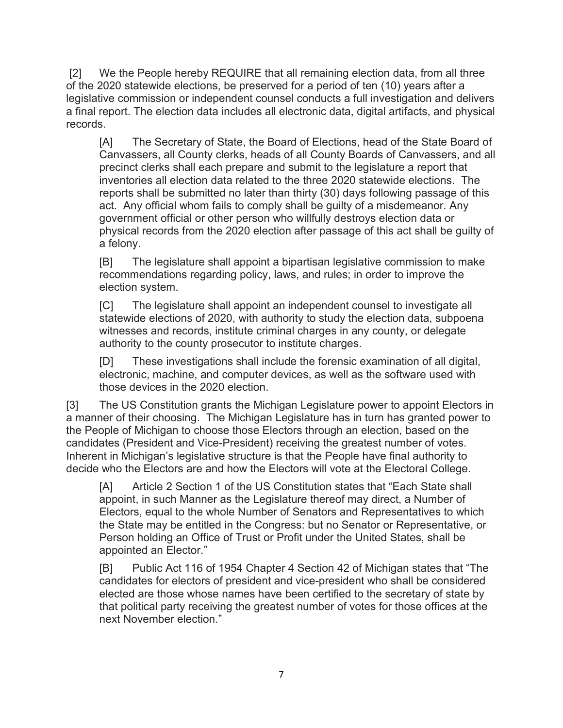[2] We the People hereby REQUIRE that all remaining election data, from all three of the 2020 statewide elections, be preserved for a period of ten (10) years after a legislative commission or independent counsel conducts a full investigation and delivers a final report. The election data includes all electronic data, digital artifacts, and physical records.

> [A] The Secretary of State, the Board of Elections, head of the State Board of Canvassers, all County clerks, heads of all County Boards of Canvassers, and all precinct clerks shall each prepare and submit to the legislature a report that inventories all election data related to the three 2020 statewide elections. The reports shall be submitted no later than thirty (30) days following passage of this act. Any official whom fails to comply shall be guilty of a misdemeanor. Any government official or other person who willfully destroys election data or physical records from the 2020 election after passage of this act shall be guilty of a felony.
>
> [B] The legislature shall appoint a bipartisan legislative commission to make recommendations regarding policy, laws, and rules; in order to improve the election system.
>
> [C] The legislature shall appoint an independent counsel to investigate all statewide elections of 2020, with authority to study the election data, subpoena witnesses and records, institute criminal charges in any county, or delegate authority to the county prosecutor to institute charges.
>
> [D] These investigations shall include the forensic examination of all digital, electronic, machine, and computer devices, as well as the software used with those devices in the 2020 election.

[3] The US Constitution grants the Michigan Legislature power to appoint Electors in a manner of their choosing. The Michigan Legislature has in turn has granted power to the People of Michigan to choose those Electors through an election, based on the candidates (President and Vice-President) receiving the greatest number of votes. Inherent in Michigan's legislative structure is that the People have final authority to decide who the Electors are and how the Electors will vote at the Electoral College.

> [A] Article 2 Section 1 of the US Constitution states that "Each State shall appoint, in such Manner as the Legislature thereof may direct, a Number of Electors, equal to the whole Number of Senators and Representatives to which the State may be entitled in the Congress: but no Senator or Representative, or Person holding an Office of Trust or Profit under the United States, shall be appointed an Elector."
>
> [B] Public Act 116 of 1954 Chapter 4 Section 42 of Michigan states that "The candidates for electors of president and vice-president who shall be considered elected are those whose names have been certified to the secretary of state by that political party receiving the greatest number of votes for those offices at the next November election."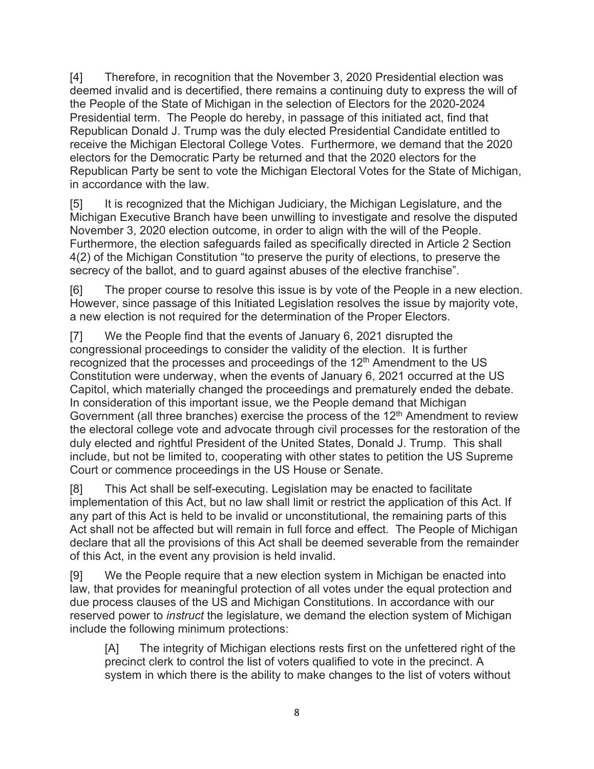[4] Therefore, in recognition that the November 3, 2020 Presidential election was deemed invalid and is decertified, there remains a continuing duty to express the will of the People of the State of Michigan in the selection of Electors for the 2020-2024 Presidential term. The People do hereby, in passage of this initiated act, find that Republican Donald J. Trump was the duly elected Presidential Candidate entitled to receive the Michigan Electoral College Votes. Furthermore, we demand that the 2020 electors for the Democratic Party be returned and that the 2020 electors for the Republican Party be sent to vote the Michigan Electoral Votes for the State of Michigan, in accordance with the law.

[5] It is recognized that the Michigan Judiciary, the Michigan Legislature, and the Michigan Executive Branch have been unwilling to investigate and resolve the disputed November 3, 2020 election outcome, in order to align with the will of the People. Furthermore, the election safeguards failed as specifically directed in Article 2 Section 4(2) of the Michigan Constitution "to preserve the purity of elections, to preserve the secrecy of the ballot, and to guard against abuses of the elective franchise".

[6] The proper course to resolve this issue is by vote of the People in a new election. However, since passage of this Initiated Legislation resolves the issue by majority vote, a new election is not required for the determination of the Proper Electors.

[7] We the People find that the events of January 6, 2021 disrupted the congressional proceedings to consider the validity of the election. It is further recognized that the processes and proceedings of the 12th Amendment to the US Constitution were underway, when the events of January 6, 2021 occurred at the US Capitol, which materially changed the proceedings and prematurely ended the debate. In consideration of this important issue, we the People demand that Michigan Government (all three branches) exercise the process of the 12th Amendment to review the electoral college vote and advocate through civil processes for the restoration of the duly elected and rightful President of the United States, Donald J. Trump. This shall include, but not be limited to, cooperating with other states to petition the US Supreme Court or commence proceedings in the US House or Senate.

[8] This Act shall be self-executing. Legislation may be enacted to facilitate implementation of this Act, but no law shall limit or restrict the application of this Act. If any part of this Act is held to be invalid or unconstitutional, the remaining parts of this Act shall not be affected but will remain in full force and effect. The People of Michigan declare that all the provisions of this Act shall be deemed severable from the remainder of this Act, in the event any provision is held invalid.

[9] We the People require that a new election system in Michigan be enacted into law, that provides for meaningful protection of all votes under the equal protection and due process clauses of the US and Michigan Constitutions. In accordance with our reserved power to *instruct* the legislature, we demand the election system of Michigan include the following minimum protections:

> [A] The integrity of Michigan elections rests first on the unfettered right of the precinct clerk to control the list of voters qualified to vote in the precinct. A system in which there is the ability to make changes to the list of voters without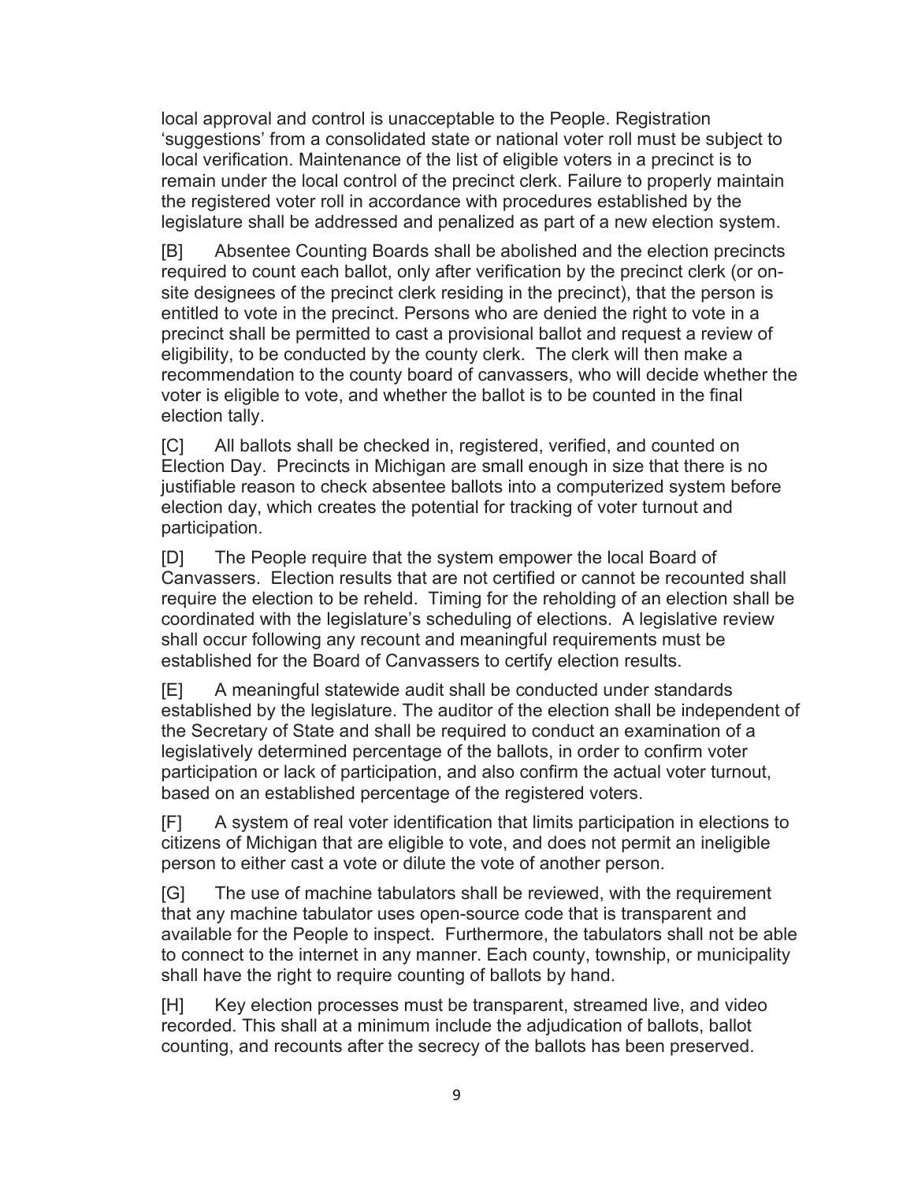local approval and control is unacceptable to the People. Registration 'suggestions' from a consolidated state or national voter roll must be subject to local verification. Maintenance of the list of eligible voters in a precinct is to remain under the local control of the precinct clerk. Failure to properly maintain the registered voter roll in accordance with procedures established by the legislature shall be addressed and penalized as part of a new election system.

[B] Absentee Counting Boards shall be abolished and the election precincts required to count each ballot, only after verification by the precinct clerk (or on-site designees of the precinct clerk residing in the precinct), that the person is entitled to vote in the precinct. Persons who are denied the right to vote in a precinct shall be permitted to cast a provisional ballot and request a review of eligibility, to be conducted by the county clerk. The clerk will then make a recommendation to the county board of canvassers, who will decide whether the voter is eligible to vote, and whether the ballot is to be counted in the final election tally.

[C] All ballots shall be checked in, registered, verified, and counted on Election Day. Precincts in Michigan are small enough in size that there is no justifiable reason to check absentee ballots into a computerized system before election day, which creates the potential for tracking of voter turnout and participation.

[D] The People require that the system empower the local Board of Canvassers. Election results that are not certified or cannot be recounted shall require the election to be reheld. Timing for the reholding of an election shall be coordinated with the legislature's scheduling of elections. A legislative review shall occur following any recount and meaningful requirements must be established for the Board of Canvassers to certify election results.

[E] A meaningful statewide audit shall be conducted under standards established by the legislature. The auditor of the election shall be independent of the Secretary of State and shall be required to conduct an examination of a legislatively determined percentage of the ballots, in order to confirm voter participation or lack of participation, and also confirm the actual voter turnout, based on an established percentage of the registered voters.

[F] A system of real voter identification that limits participation in elections to citizens of Michigan that are eligible to vote, and does not permit an ineligible person to either cast a vote or dilute the vote of another person.

[G] The use of machine tabulators shall be reviewed, with the requirement that any machine tabulator uses open-source code that is transparent and available for the People to inspect. Furthermore, the tabulators shall not be able to connect to the internet in any manner. Each county, township, or municipality shall have the right to require counting of ballots by hand.

[H] Key election processes must be transparent, streamed live, and video recorded. This shall at a minimum include the adjudication of ballots, ballot counting, and recounts after the secrecy of the ballots has been preserved.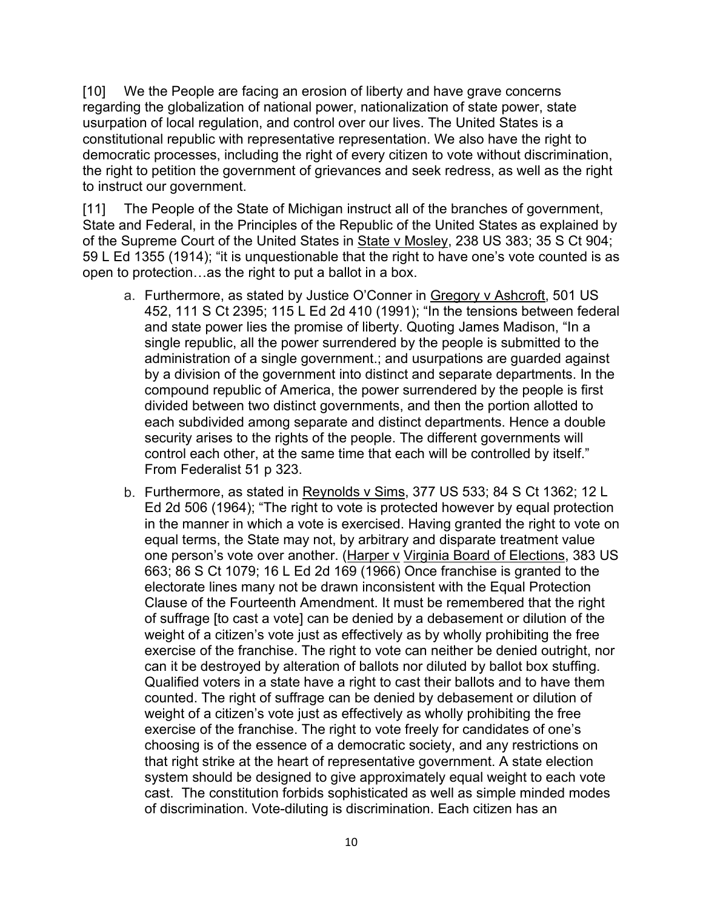[10] We the People are facing an erosion of liberty and have grave concerns regarding the globalization of national power, nationalization of state power, state usurpation of local regulation, and control over our lives. The United States is a constitutional republic with representative representation. We also have the right to democratic processes, including the right of every citizen to vote without discrimination, the right to petition the government of grievances and seek redress, as well as the right to instruct our government.

[11] The People of the State of Michigan instruct all of the branches of government, State and Federal, in the Principles of the Republic of the United States as explained by of the Supreme Court of the United States in State v Mosley, 238 US 383; 35 S Ct 904; 59 L Ed 1355 (1914); "it is unquestionable that the right to have one's vote counted is as open to protection…as the right to put a ballot in a box.

a. Furthermore, as stated by Justice O'Conner in Gregory v Ashcroft, 501 US 452, 111 S Ct 2395; 115 L Ed 2d 410 (1991); "In the tensions between federal and state power lies the promise of liberty. Quoting James Madison, "In a single republic, all the power surrendered by the people is submitted to the administration of a single government.; and usurpations are guarded against by a division of the government into distinct and separate departments. In the compound republic of America, the power surrendered by the people is first divided between two distinct governments, and then the portion allotted to each subdivided among separate and distinct departments. Hence a double security arises to the rights of the people. The different governments will control each other, at the same time that each will be controlled by itself." From Federalist 51 p 323.

b. Furthermore, as stated in Reynolds v Sims, 377 US 533; 84 S Ct 1362; 12 L Ed 2d 506 (1964); "The right to vote is protected however by equal protection in the manner in which a vote is exercised. Having granted the right to vote on equal terms, the State may not, by arbitrary and disparate treatment value one person's vote over another. (Harper v Virginia Board of Elections, 383 US 663; 86 S Ct 1079; 16 L Ed 2d 169 (1966) Once franchise is granted to the electorate lines many not be drawn inconsistent with the Equal Protection Clause of the Fourteenth Amendment. It must be remembered that the right of suffrage [to cast a vote] can be denied by a debasement or dilution of the weight of a citizen's vote just as effectively as by wholly prohibiting the free exercise of the franchise. The right to vote can neither be denied outright, nor can it be destroyed by alteration of ballots nor diluted by ballot box stuffing. Qualified voters in a state have a right to cast their ballots and to have them counted. The right of suffrage can be denied by debasement or dilution of weight of a citizen's vote just as effectively as wholly prohibiting the free exercise of the franchise. The right to vote freely for candidates of one's choosing is of the essence of a democratic society, and any restrictions on that right strike at the heart of representative government. A state election system should be designed to give approximately equal weight to each vote cast. The constitution forbids sophisticated as well as simple minded modes of discrimination. Vote-diluting is discrimination. Each citizen has an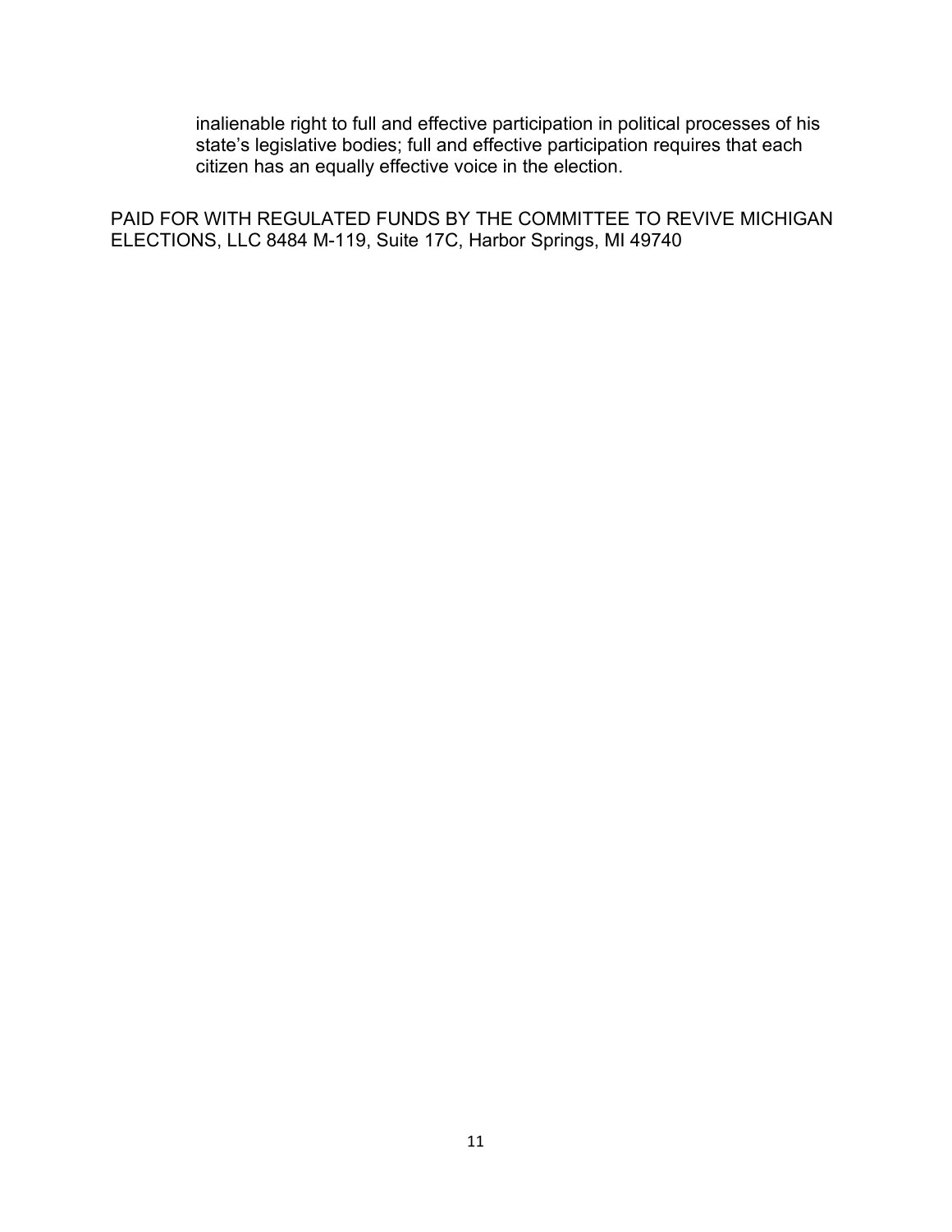inalienable right to full and effective participation in political processes of his state's legislative bodies; full and effective participation requires that each citizen has an equally effective voice in the election.

PAID FOR WITH REGULATED FUNDS BY THE COMMITTEE TO REVIVE MICHIGAN ELECTIONS, LLC 8484 M-119, Suite 17C, Harbor Springs, MI 49740